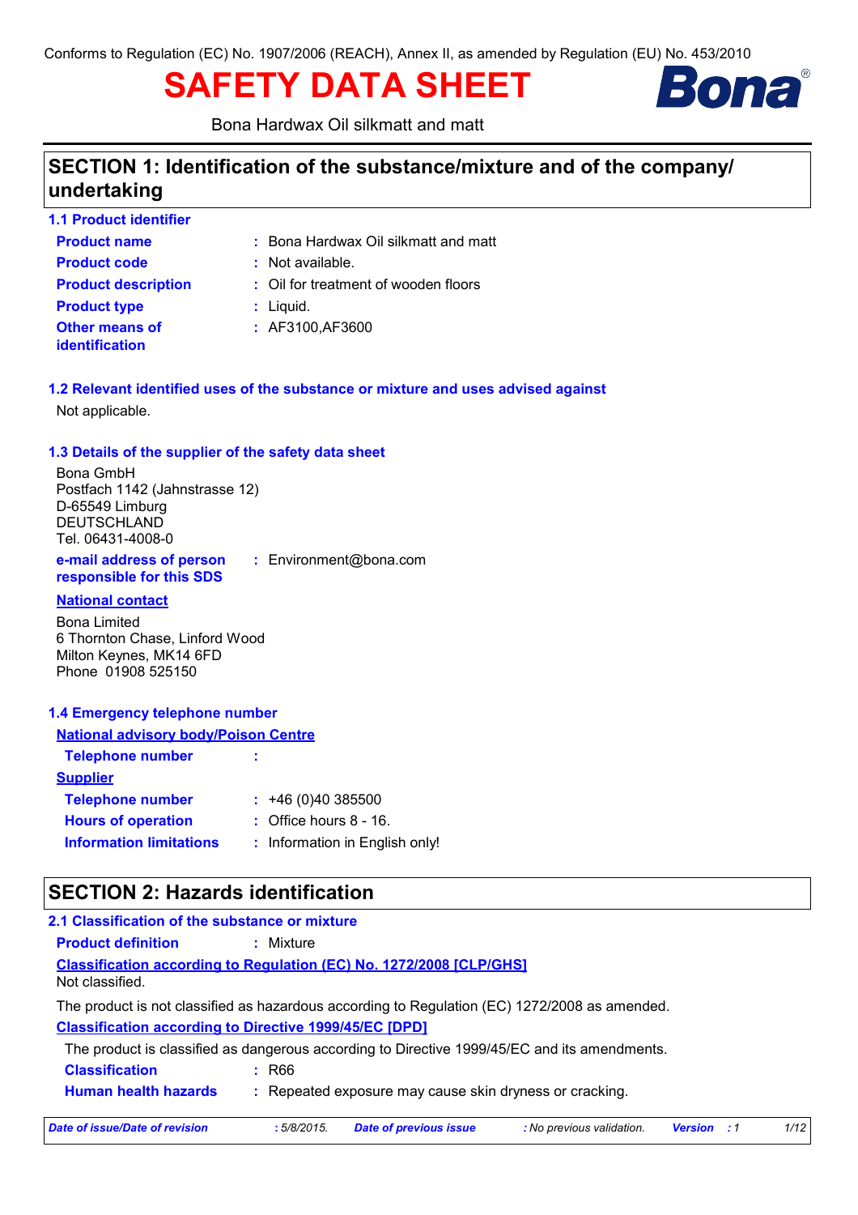Conforms to Regulation (EC) No. 1907/2006 (REACH), Annex II, as amended by Regulation (EU) No. 453/2010

# SAFETY DATA SHEET

Bona

Bona Hardwax Oil silkmatt and matt

## SECTION 1: Identification of the substance/mixture and of the company/ undertaking

### 1.1 Product identifier

| | | |
|---|---|---|
| **Product name** | : | Bona Hardwax Oil silkmatt and matt |
| **Product code** | : | Not available. |
| **Product description** | : | Oil for treatment of wooden floors |
| **Product type** | : | Liquid. |
| **Other means of identification** | : | AF3100,AF3600 |

### 1.2 Relevant identified uses of the substance or mixture and uses advised against

Not applicable.

### 1.3 Details of the supplier of the safety data sheet

Bona GmbH
Postfach 1142 (Jahnstrasse 12)
D-65549 Limburg
DEUTSCHLAND
Tel. 06431-4008-0

**e-mail address of person responsible for this SDS** : Environment@bona.com

**National contact**

Bona Limited
6 Thornton Chase, Linford Wood
Milton Keynes, MK14 6FD
Phone 01908 525150

### 1.4 Emergency telephone number

**National advisory body/Poison Centre**

| | | |
|---|---|---|
| **Telephone number** | : | |

**Supplier**

| | | |
|---|---|---|
| **Telephone number** | : | +46 (0)40 385500 |
| **Hours of operation** | : | Office hours 8 - 16. |
| **Information limitations** | : | Information in English only! |

## SECTION 2: Hazards identification

### 2.1 Classification of the substance or mixture

**Product definition** : Mixture

**Classification according to Regulation (EC) No. 1272/2008 [CLP/GHS]**

Not classified.

The product is not classified as hazardous according to Regulation (EC) 1272/2008 as amended.

**Classification according to Directive 1999/45/EC [DPD]**

The product is classified as dangerous according to Directive 1999/45/EC and its amendments.

| | | |
|---|---|---|
| **Classification** | : | R66 |
| **Human health hazards** | : | Repeated exposure may cause skin dryness or cracking. |

*Date of issue/Date of revision* : 5/8/2015. *Date of previous issue* : No previous validation. *Version* : 1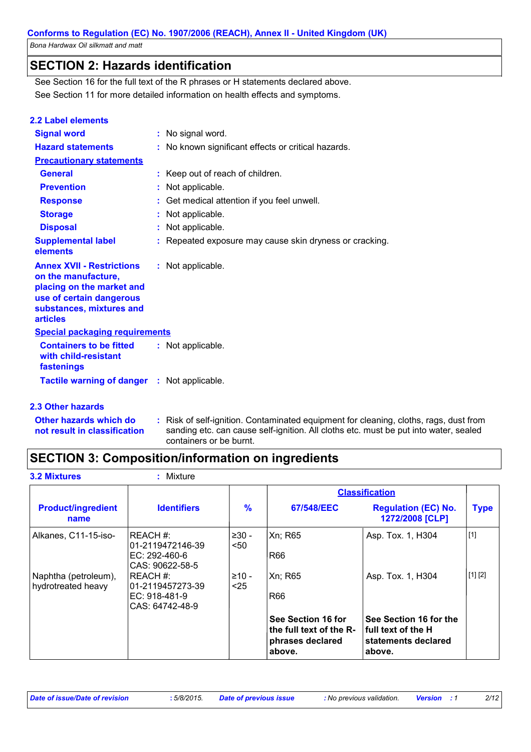## SECTION 2: Hazards identification

See Section 16 for the full text of the R phrases or H statements declared above.

See Section 11 for more detailed information on health effects and symptoms.

### 2.2 Label elements

**Signal word** : No signal word.

**Hazard statements** : No known significant effects or critical hazards.

**Precautionary statements**

**General** : Keep out of reach of children.

**Prevention** : Not applicable.

**Response** : Get medical attention if you feel unwell.

**Storage** : Not applicable.

**Disposal** : Not applicable.

**Supplemental label elements** : Repeated exposure may cause skin dryness or cracking.

**Annex XVII - Restrictions on the manufacture, placing on the market and use of certain dangerous substances, mixtures and articles** : Not applicable.

**Special packaging requirements**

**Containers to be fitted with child-resistant fastenings** : Not applicable.

**Tactile warning of danger** : Not applicable.

### 2.3 Other hazards

**Other hazards which do not result in classification** : Risk of self-ignition. Contaminated equipment for cleaning, cloths, rags, dust from sanding etc. can cause self-ignition. All cloths etc. must be put into water, sealed containers or be burnt.

## SECTION 3: Composition/information on ingredients

**3.2 Mixtures** : Mixture

| Product/ingredient name | Identifiers | % | Classification | | Type |
|---|---|---|---|---|---|
| | | | 67/548/EEC | Regulation (EC) No. 1272/2008 [CLP] | |
| Alkanes, C11-15-iso- | REACH #: 01-2119472146-39<br>EC: 292-460-6<br>CAS: 90622-58-5 | ≥30 - <50 | Xn; R65<br>R66 | Asp. Tox. 1, H304 | [1] |
| Naphtha (petroleum), hydrotreated heavy | REACH #: 01-2119457273-39<br>EC: 918-481-9<br>CAS: 64742-48-9 | ≥10 - <25 | Xn; R65<br>R66 | Asp. Tox. 1, H304 | [1] [2] |
| | | | **See Section 16 for the full text of the R-phrases declared above.** | **See Section 16 for the full text of the H statements declared above.** | |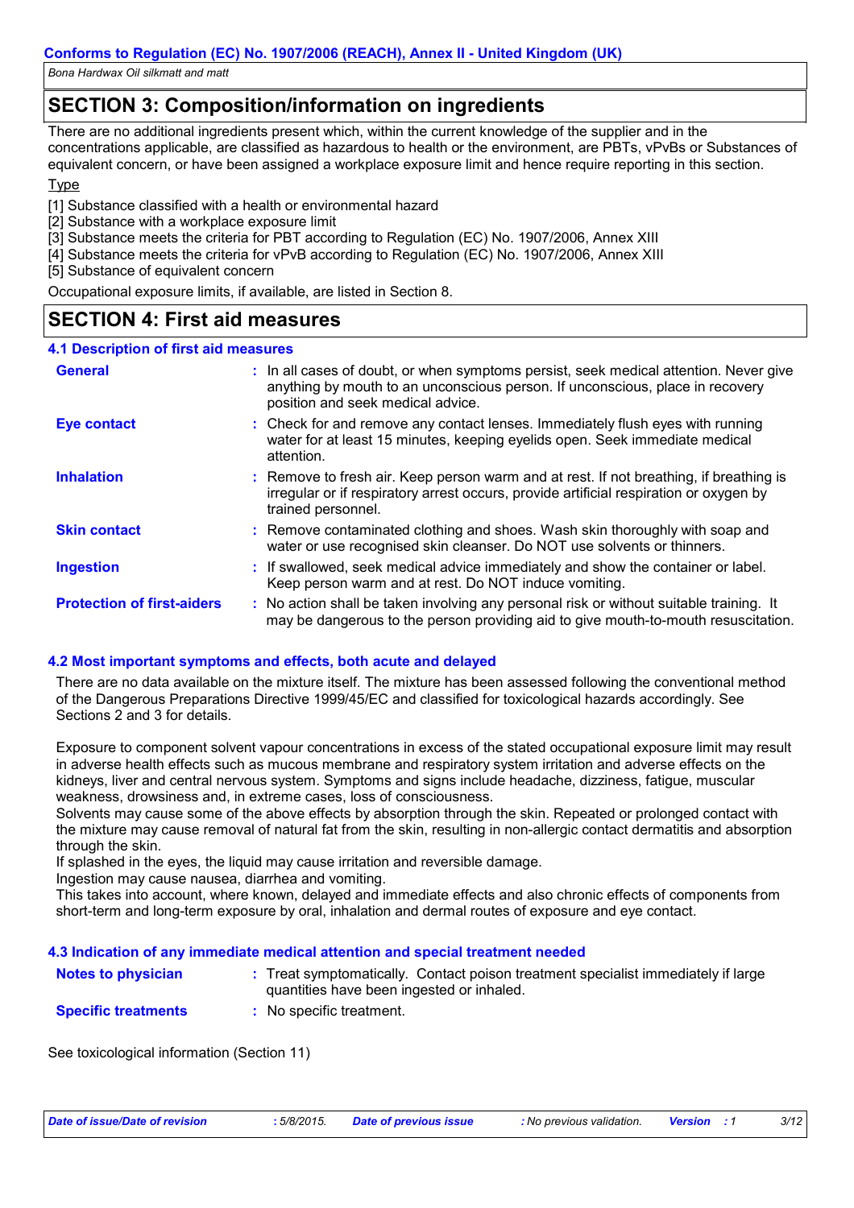## SECTION 3: Composition/information on ingredients

There are no additional ingredients present which, within the current knowledge of the supplier and in the concentrations applicable, are classified as hazardous to health or the environment, are PBTs, vPvBs or Substances of equivalent concern, or have been assigned a workplace exposure limit and hence require reporting in this section.

Type

[1] Substance classified with a health or environmental hazard
[2] Substance with a workplace exposure limit
[3] Substance meets the criteria for PBT according to Regulation (EC) No. 1907/2006, Annex XIII
[4] Substance meets the criteria for vPvB according to Regulation (EC) No. 1907/2006, Annex XIII
[5] Substance of equivalent concern

Occupational exposure limits, if available, are listed in Section 8.

## SECTION 4: First aid measures

### 4.1 Description of first aid measures

**General** : In all cases of doubt, or when symptoms persist, seek medical attention. Never give anything by mouth to an unconscious person. If unconscious, place in recovery position and seek medical advice.

**Eye contact** : Check for and remove any contact lenses. Immediately flush eyes with running water for at least 15 minutes, keeping eyelids open. Seek immediate medical attention.

**Inhalation** : Remove to fresh air. Keep person warm and at rest. If not breathing, if breathing is irregular or if respiratory arrest occurs, provide artificial respiration or oxygen by trained personnel.

**Skin contact** : Remove contaminated clothing and shoes. Wash skin thoroughly with soap and water or use recognised skin cleanser. Do NOT use solvents or thinners.

**Ingestion** : If swallowed, seek medical advice immediately and show the container or label. Keep person warm and at rest. Do NOT induce vomiting.

**Protection of first-aiders** : No action shall be taken involving any personal risk or without suitable training. It may be dangerous to the person providing aid to give mouth-to-mouth resuscitation.

### 4.2 Most important symptoms and effects, both acute and delayed

There are no data available on the mixture itself. The mixture has been assessed following the conventional method of the Dangerous Preparations Directive 1999/45/EC and classified for toxicological hazards accordingly. See Sections 2 and 3 for details.

Exposure to component solvent vapour concentrations in excess of the stated occupational exposure limit may result in adverse health effects such as mucous membrane and respiratory system irritation and adverse effects on the kidneys, liver and central nervous system. Symptoms and signs include headache, dizziness, fatigue, muscular weakness, drowsiness and, in extreme cases, loss of consciousness.
Solvents may cause some of the above effects by absorption through the skin. Repeated or prolonged contact with the mixture may cause removal of natural fat from the skin, resulting in non-allergic contact dermatitis and absorption through the skin.
If splashed in the eyes, the liquid may cause irritation and reversible damage.
Ingestion may cause nausea, diarrhea and vomiting.
This takes into account, where known, delayed and immediate effects and also chronic effects of components from short-term and long-term exposure by oral, inhalation and dermal routes of exposure and eye contact.

### 4.3 Indication of any immediate medical attention and special treatment needed

**Notes to physician** : Treat symptomatically. Contact poison treatment specialist immediately if large quantities have been ingested or inhaled.

**Specific treatments** : No specific treatment.

See toxicological information (Section 11)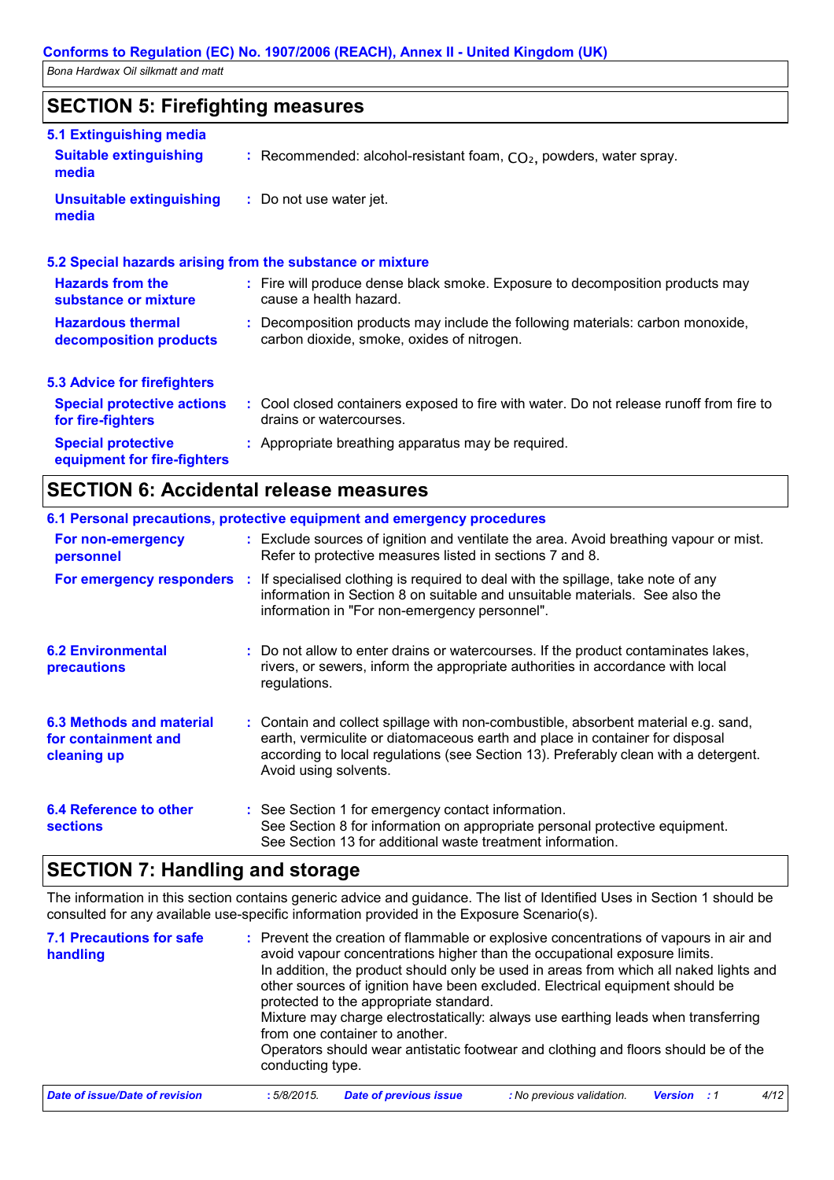## SECTION 5: Firefighting measures

### 5.1 Extinguishing media

**Suitable extinguishing media** : Recommended: alcohol-resistant foam, $CO_2$, powders, water spray.

**Unsuitable extinguishing media** : Do not use water jet.

### 5.2 Special hazards arising from the substance or mixture

**Hazards from the substance or mixture** : Fire will produce dense black smoke. Exposure to decomposition products may cause a health hazard.

**Hazardous thermal decomposition products** : Decomposition products may include the following materials: carbon monoxide, carbon dioxide, smoke, oxides of nitrogen.

### 5.3 Advice for firefighters

**Special protective actions for fire-fighters** : Cool closed containers exposed to fire with water. Do not release runoff from fire to drains or watercourses.

**Special protective equipment for fire-fighters** : Appropriate breathing apparatus may be required.

## SECTION 6: Accidental release measures

### 6.1 Personal precautions, protective equipment and emergency procedures

**For non-emergency personnel** : Exclude sources of ignition and ventilate the area. Avoid breathing vapour or mist. Refer to protective measures listed in sections 7 and 8.

**For emergency responders** : If specialised clothing is required to deal with the spillage, take note of any information in Section 8 on suitable and unsuitable materials. See also the information in "For non-emergency personnel".

**6.2 Environmental precautions** : Do not allow to enter drains or watercourses. If the product contaminates lakes, rivers, or sewers, inform the appropriate authorities in accordance with local regulations.

**6.3 Methods and material for containment and cleaning up** : Contain and collect spillage with non-combustible, absorbent material e.g. sand, earth, vermiculite or diatomaceous earth and place in container for disposal according to local regulations (see Section 13). Preferably clean with a detergent. Avoid using solvents.

**6.4 Reference to other sections** : See Section 1 for emergency contact information.
See Section 8 for information on appropriate personal protective equipment.
See Section 13 for additional waste treatment information.

## SECTION 7: Handling and storage

The information in this section contains generic advice and guidance. The list of Identified Uses in Section 1 should be consulted for any available use-specific information provided in the Exposure Scenario(s).

**7.1 Precautions for safe handling** : Prevent the creation of flammable or explosive concentrations of vapours in air and avoid vapour concentrations higher than the occupational exposure limits.
In addition, the product should only be used in areas from which all naked lights and other sources of ignition have been excluded. Electrical equipment should be protected to the appropriate standard.
Mixture may charge electrostatically: always use earthing leads when transferring from one container to another.
Operators should wear antistatic footwear and clothing and floors should be of the conducting type.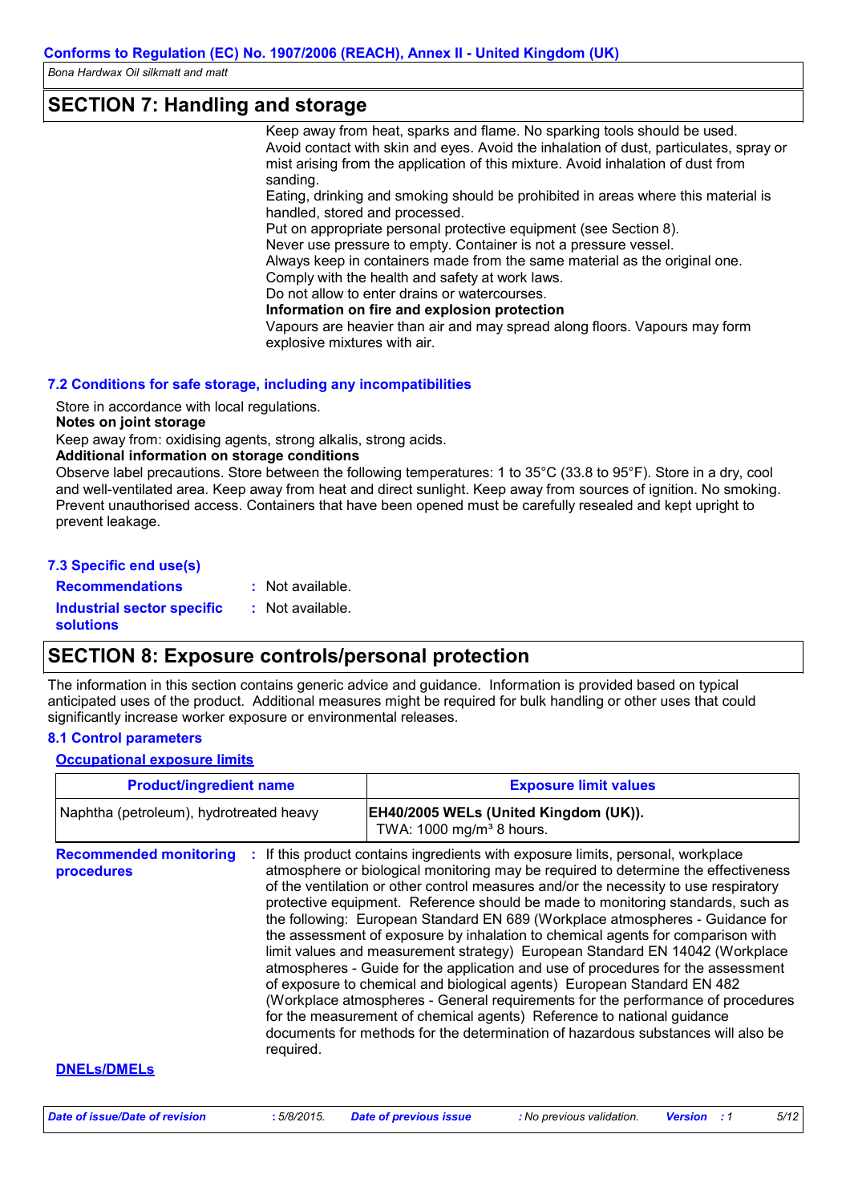## SECTION 7: Handling and storage

Keep away from heat, sparks and flame. No sparking tools should be used. Avoid contact with skin and eyes. Avoid the inhalation of dust, particulates, spray or mist arising from the application of this mixture. Avoid inhalation of dust from sanding.
Eating, drinking and smoking should be prohibited in areas where this material is handled, stored and processed.
Put on appropriate personal protective equipment (see Section 8).
Never use pressure to empty. Container is not a pressure vessel.
Always keep in containers made from the same material as the original one.
Comply with the health and safety at work laws.
Do not allow to enter drains or watercourses.

**Information on fire and explosion protection**

Vapours are heavier than air and may spread along floors. Vapours may form explosive mixtures with air.

### 7.2 Conditions for safe storage, including any incompatibilities

Store in accordance with local regulations.

**Notes on joint storage**

Keep away from: oxidising agents, strong alkalis, strong acids.

**Additional information on storage conditions**

Observe label precautions. Store between the following temperatures: 1 to 35°C (33.8 to 95°F). Store in a dry, cool and well-ventilated area. Keep away from heat and direct sunlight. Keep away from sources of ignition. No smoking. Prevent unauthorised access. Containers that have been opened must be carefully resealed and kept upright to prevent leakage.

### 7.3 Specific end use(s)

**Recommendations** : Not available.

**Industrial sector specific solutions** : Not available.

## SECTION 8: Exposure controls/personal protection

The information in this section contains generic advice and guidance. Information is provided based on typical anticipated uses of the product. Additional measures might be required for bulk handling or other uses that could significantly increase worker exposure or environmental releases.

### 8.1 Control parameters

#### Occupational exposure limits

| Product/ingredient name | Exposure limit values |
|---|---|
| Naphtha (petroleum), hydrotreated heavy | **EH40/2005 WELs (United Kingdom (UK)).** TWA: 1000 mg/m³ 8 hours. |

**Recommended monitoring procedures** : If this product contains ingredients with exposure limits, personal, workplace atmosphere or biological monitoring may be required to determine the effectiveness of the ventilation or other control measures and/or the necessity to use respiratory protective equipment. Reference should be made to monitoring standards, such as the following: European Standard EN 689 (Workplace atmospheres - Guidance for the assessment of exposure by inhalation to chemical agents for comparison with limit values and measurement strategy) European Standard EN 14042 (Workplace atmospheres - Guide for the application and use of procedures for the assessment of exposure to chemical and biological agents) European Standard EN 482 (Workplace atmospheres - General requirements for the performance of procedures for the measurement of chemical agents) Reference to national guidance documents for methods for the determination of hazardous substances will also be required.

#### DNELs/DMELs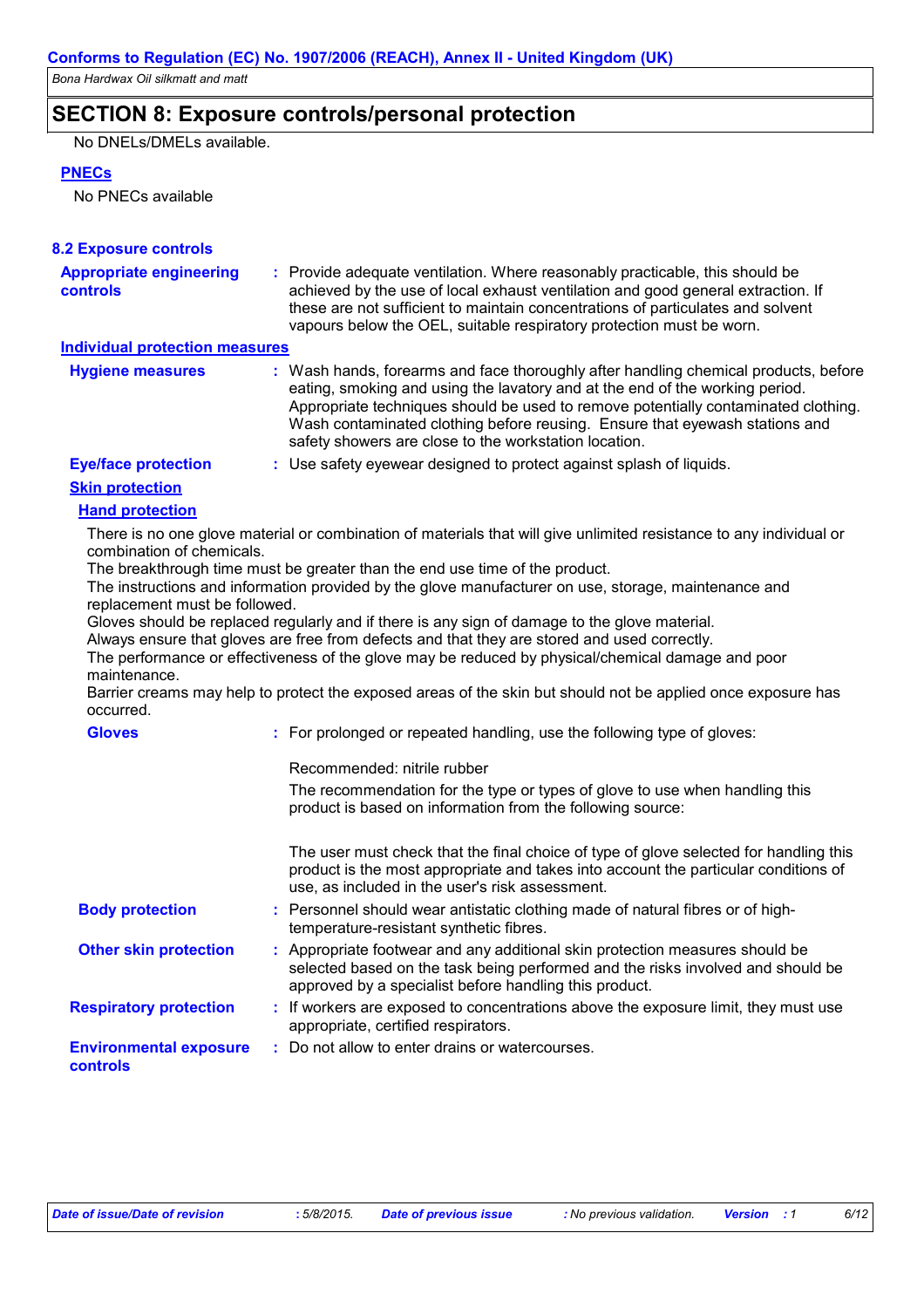## SECTION 8: Exposure controls/personal protection

No DNELs/DMELs available.

**PNECs**

No PNECs available

### 8.2 Exposure controls

**Appropriate engineering controls** : Provide adequate ventilation. Where reasonably practicable, this should be achieved by the use of local exhaust ventilation and good general extraction. If these are not sufficient to maintain concentrations of particulates and solvent vapours below the OEL, suitable respiratory protection must be worn.

**Individual protection measures**

**Hygiene measures** : Wash hands, forearms and face thoroughly after handling chemical products, before eating, smoking and using the lavatory and at the end of the working period. Appropriate techniques should be used to remove potentially contaminated clothing. Wash contaminated clothing before reusing. Ensure that eyewash stations and safety showers are close to the workstation location.

**Eye/face protection** : Use safety eyewear designed to protect against splash of liquids.

**Skin protection**

**Hand protection**

There is no one glove material or combination of materials that will give unlimited resistance to any individual or combination of chemicals.
The breakthrough time must be greater than the end use time of the product.
The instructions and information provided by the glove manufacturer on use, storage, maintenance and replacement must be followed.
Gloves should be replaced regularly and if there is any sign of damage to the glove material.
Always ensure that gloves are free from defects and that they are stored and used correctly.
The performance or effectiveness of the glove may be reduced by physical/chemical damage and poor maintenance.
Barrier creams may help to protect the exposed areas of the skin but should not be applied once exposure has occurred.

**Gloves** : For prolonged or repeated handling, use the following type of gloves:

Recommended: nitrile rubber

The recommendation for the type or types of glove to use when handling this product is based on information from the following source:

The user must check that the final choice of type of glove selected for handling this product is the most appropriate and takes into account the particular conditions of use, as included in the user's risk assessment.

**Body protection** : Personnel should wear antistatic clothing made of natural fibres or of high-temperature-resistant synthetic fibres.

**Other skin protection** : Appropriate footwear and any additional skin protection measures should be selected based on the task being performed and the risks involved and should be approved by a specialist before handling this product.

**Respiratory protection** : If workers are exposed to concentrations above the exposure limit, they must use appropriate, certified respirators.

**Environmental exposure controls** : Do not allow to enter drains or watercourses.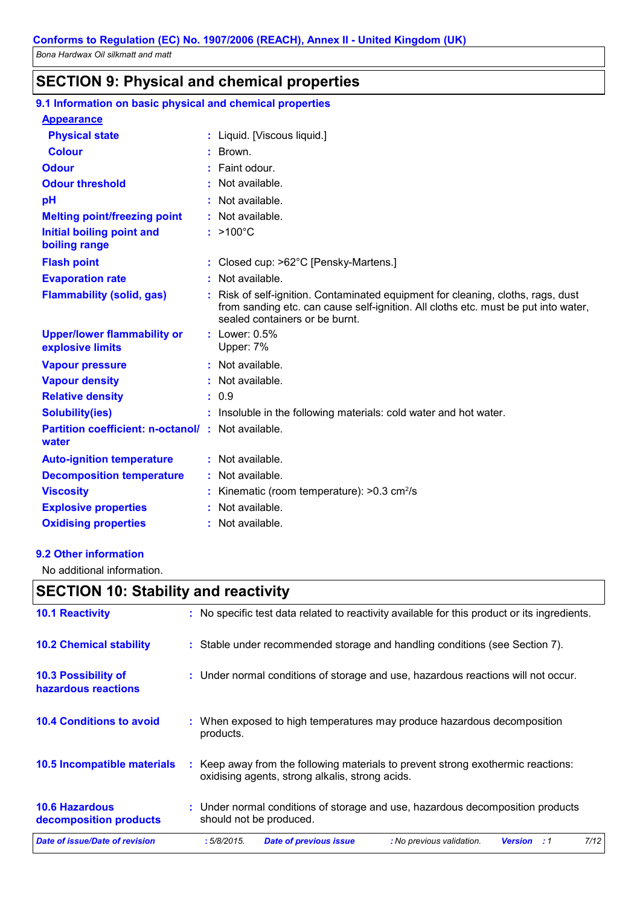## SECTION 9: Physical and chemical properties

### 9.1 Information on basic physical and chemical properties

**Appearance**

| | | |
|---|---|---|
| **Physical state** | : | Liquid. [Viscous liquid.] |
| **Colour** | : | Brown. |
| **Odour** | : | Faint odour. |
| **Odour threshold** | : | Not available. |
| **pH** | : | Not available. |
| **Melting point/freezing point** | : | Not available. |
| **Initial boiling point and boiling range** | : | >100°C |
| **Flash point** | : | Closed cup: >62°C [Pensky-Martens.] |
| **Evaporation rate** | : | Not available. |
| **Flammability (solid, gas)** | : | Risk of self-ignition. Contaminated equipment for cleaning, cloths, rags, dust from sanding etc. can cause self-ignition. All cloths etc. must be put into water, sealed containers or be burnt. |
| **Upper/lower flammability or explosive limits** | : | Lower: 0.5%<br>Upper: 7% |
| **Vapour pressure** | : | Not available. |
| **Vapour density** | : | Not available. |
| **Relative density** | : | 0.9 |
| **Solubility(ies)** | : | Insoluble in the following materials: cold water and hot water. |
| **Partition coefficient: n-octanol/ water** | : | Not available. |
| **Auto-ignition temperature** | : | Not available. |
| **Decomposition temperature** | : | Not available. |
| **Viscosity** | : | Kinematic (room temperature): >0.3 $cm^2/s$ |
| **Explosive properties** | : | Not available. |
| **Oxidising properties** | : | Not available. |

### 9.2 Other information

No additional information.

## SECTION 10: Stability and reactivity

| | | |
|---|---|---|
| **10.1 Reactivity** | : | No specific test data related to reactivity available for this product or its ingredients. |
| **10.2 Chemical stability** | : | Stable under recommended storage and handling conditions (see Section 7). |
| **10.3 Possibility of hazardous reactions** | : | Under normal conditions of storage and use, hazardous reactions will not occur. |
| **10.4 Conditions to avoid** | : | When exposed to high temperatures may produce hazardous decomposition products. |
| **10.5 Incompatible materials** | : | Keep away from the following materials to prevent strong exothermic reactions: oxidising agents, strong alkalis, strong acids. |
| **10.6 Hazardous decomposition products** | : | Under normal conditions of storage and use, hazardous decomposition products should not be produced. |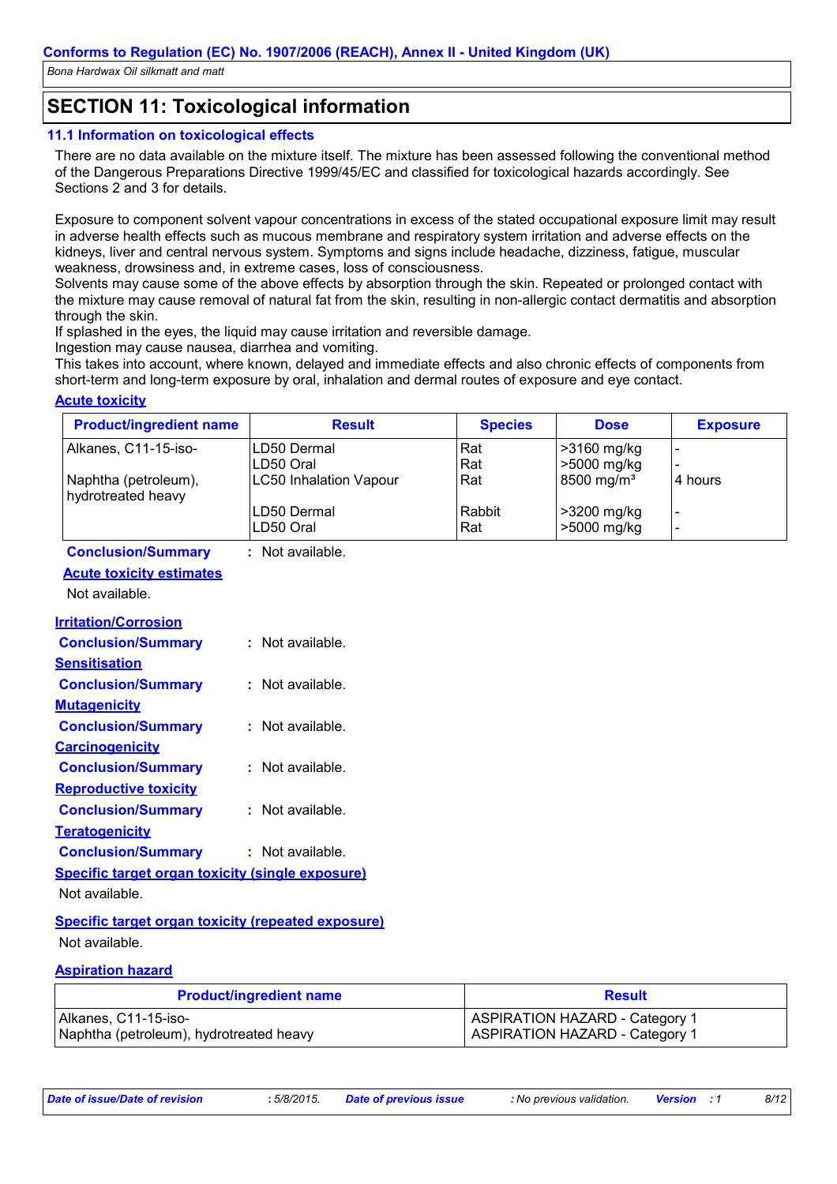# SECTION 11: Toxicological information

## 11.1 Information on toxicological effects

There are no data available on the mixture itself. The mixture has been assessed following the conventional method of the Dangerous Preparations Directive 1999/45/EC and classified for toxicological hazards accordingly. See Sections 2 and 3 for details.

Exposure to component solvent vapour concentrations in excess of the stated occupational exposure limit may result in adverse health effects such as mucous membrane and respiratory system irritation and adverse effects on the kidneys, liver and central nervous system. Symptoms and signs include headache, dizziness, fatigue, muscular weakness, drowsiness and, in extreme cases, loss of consciousness.
Solvents may cause some of the above effects by absorption through the skin. Repeated or prolonged contact with the mixture may cause removal of natural fat from the skin, resulting in non-allergic contact dermatitis and absorption through the skin.
If splashed in the eyes, the liquid may cause irritation and reversible damage.
Ingestion may cause nausea, diarrhea and vomiting.
This takes into account, where known, delayed and immediate effects and also chronic effects of components from short-term and long-term exposure by oral, inhalation and dermal routes of exposure and eye contact.

**Acute toxicity**

| Product/ingredient name | Result | Species | Dose | Exposure |
|---|---|---|---|---|
| Alkanes, C11-15-iso- | LD50 Dermal | Rat | >3160 mg/kg | - |
| | LD50 Oral | Rat | >5000 mg/kg | - |
| Naphtha (petroleum), hydrotreated heavy | LC50 Inhalation Vapour | Rat | 8500 mg/m³ | 4 hours |
| | LD50 Dermal | Rabbit | >3200 mg/kg | - |
| | LD50 Oral | Rat | >5000 mg/kg | - |

**Conclusion/Summary** : Not available.

**Acute toxicity estimates**

Not available.

**Irritation/Corrosion**

**Conclusion/Summary** : Not available.

**Sensitisation**

**Conclusion/Summary** : Not available.

**Mutagenicity**

**Conclusion/Summary** : Not available.

**Carcinogenicity**

**Conclusion/Summary** : Not available.

**Reproductive toxicity**

**Conclusion/Summary** : Not available.

**Teratogenicity**

**Conclusion/Summary** : Not available.

**Specific target organ toxicity (single exposure)**

Not available.

**Specific target organ toxicity (repeated exposure)**

Not available.

**Aspiration hazard**

| Product/ingredient name | Result |
|---|---|
| Alkanes, C11-15-iso- | ASPIRATION HAZARD - Category 1 |
| Naphtha (petroleum), hydrotreated heavy | ASPIRATION HAZARD - Category 1 |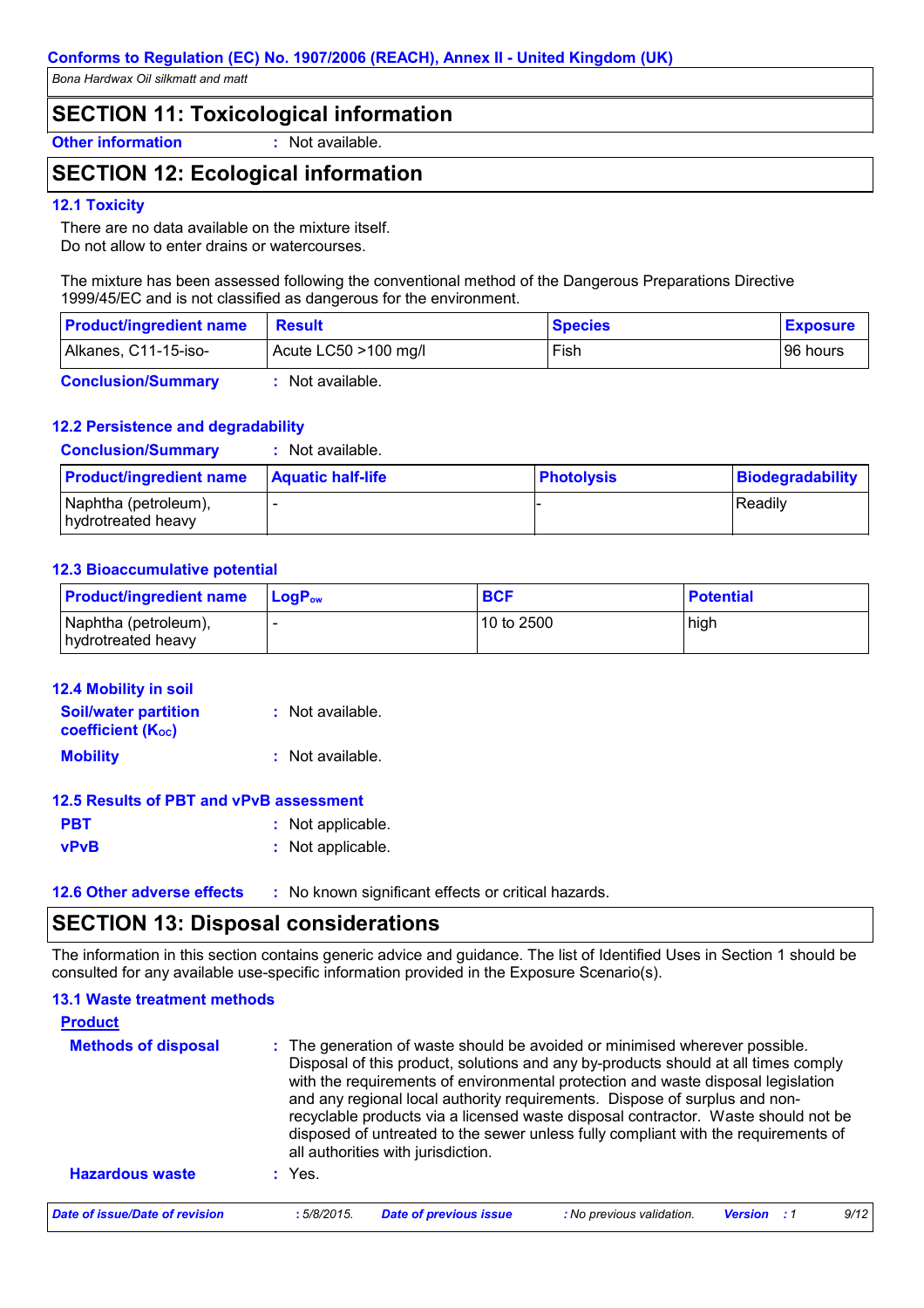## SECTION 11: Toxicological information

**Other information** : Not available.

## SECTION 12: Ecological information

### 12.1 Toxicity

There are no data available on the mixture itself.
Do not allow to enter drains or watercourses.

The mixture has been assessed following the conventional method of the Dangerous Preparations Directive 1999/45/EC and is not classified as dangerous for the environment.

| Product/ingredient name | Result | Species | Exposure |
|---|---|---|---|
| Alkanes, C11-15-iso- | Acute LC50 >100 mg/l | Fish | 96 hours |

**Conclusion/Summary** : Not available.

### 12.2 Persistence and degradability

**Conclusion/Summary** : Not available.

| Product/ingredient name | Aquatic half-life | Photolysis | Biodegradability |
|---|---|---|---|
| Naphtha (petroleum), hydrotreated heavy | - | - | Readily |

### 12.3 Bioaccumulative potential

| Product/ingredient name | $LogP_{ow}$ | BCF | Potential |
|---|---|---|---|
| Naphtha (petroleum), hydrotreated heavy | - | 10 to 2500 | high |

### 12.4 Mobility in soil

**Soil/water partition coefficient ($K_{OC}$)** : Not available.

**Mobility** : Not available.

### 12.5 Results of PBT and vPvB assessment

**PBT** : Not applicable.

**vPvB** : Not applicable.

### 12.6 Other adverse effects

: No known significant effects or critical hazards.

## SECTION 13: Disposal considerations

The information in this section contains generic advice and guidance. The list of Identified Uses in Section 1 should be consulted for any available use-specific information provided in the Exposure Scenario(s).

### 13.1 Waste treatment methods

**Product**

**Methods of disposal** : The generation of waste should be avoided or minimised wherever possible. Disposal of this product, solutions and any by-products should at all times comply with the requirements of environmental protection and waste disposal legislation and any regional local authority requirements. Dispose of surplus and non-recyclable products via a licensed waste disposal contractor. Waste should not be disposed of untreated to the sewer unless fully compliant with the requirements of all authorities with jurisdiction.

**Hazardous waste** : Yes.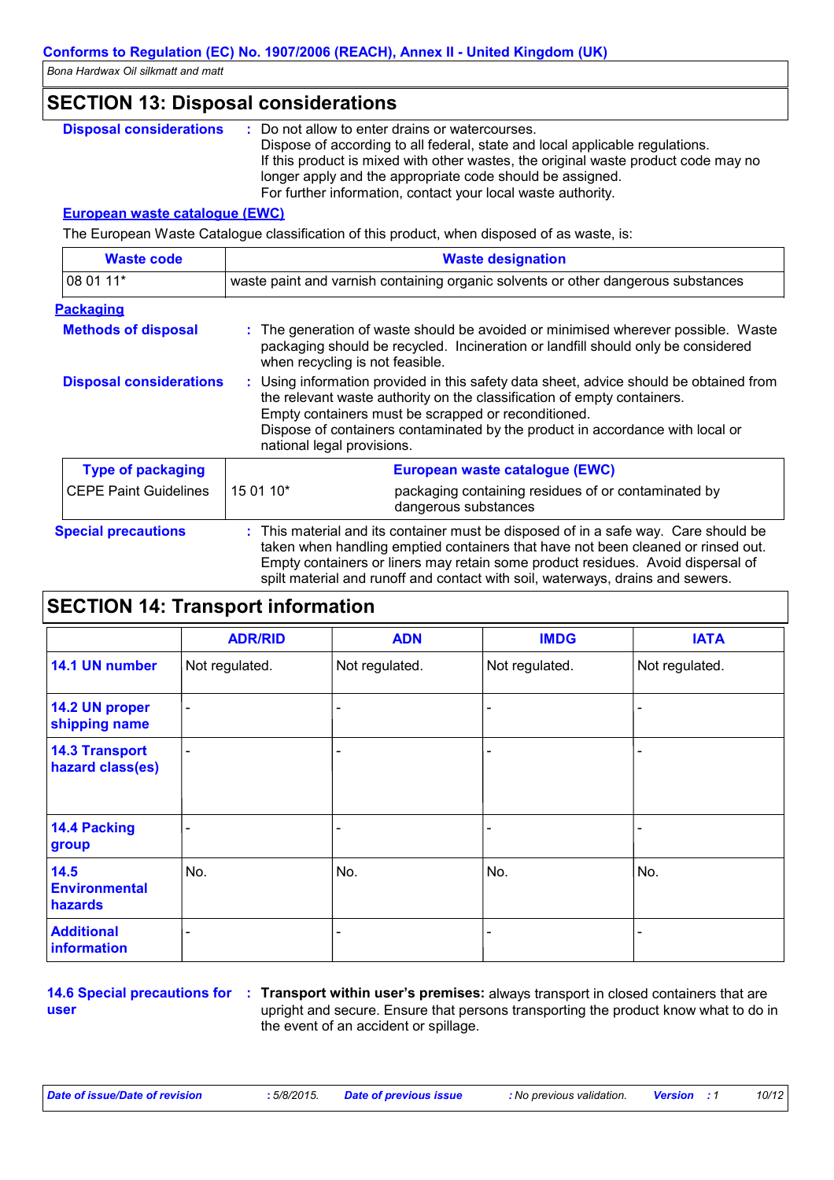## SECTION 13: Disposal considerations

**Disposal considerations** : Do not allow to enter drains or watercourses.
Dispose of according to all federal, state and local applicable regulations.
If this product is mixed with other wastes, the original waste product code may no longer apply and the appropriate code should be assigned.
For further information, contact your local waste authority.

### European waste catalogue (EWC)

The European Waste Catalogue classification of this product, when disposed of as waste, is:

| Waste code | Waste designation |
|---|---|
| 08 01 11* | waste paint and varnish containing organic solvents or other dangerous substances |

### Packaging

**Methods of disposal** : The generation of waste should be avoided or minimised wherever possible. Waste packaging should be recycled. Incineration or landfill should only be considered when recycling is not feasible.

**Disposal considerations** : Using information provided in this safety data sheet, advice should be obtained from the relevant waste authority on the classification of empty containers.
Empty containers must be scrapped or reconditioned.
Dispose of containers contaminated by the product in accordance with local or national legal provisions.

| Type of packaging | European waste catalogue (EWC) | |
|---|---|---|
| CEPE Paint Guidelines | 15 01 10* | packaging containing residues of or contaminated by dangerous substances |

**Special precautions** : This material and its container must be disposed of in a safe way. Care should be taken when handling emptied containers that have not been cleaned or rinsed out. Empty containers or liners may retain some product residues. Avoid dispersal of spilt material and runoff and contact with soil, waterways, drains and sewers.

## SECTION 14: Transport information

| | ADR/RID | ADN | IMDG | IATA |
|---|---|---|---|---|
| 14.1 UN number | Not regulated. | Not regulated. | Not regulated. | Not regulated. |
| 14.2 UN proper shipping name | - | - | - | - |
| 14.3 Transport hazard class(es) | - | - | - | - |
| 14.4 Packing group | - | - | - | - |
| 14.5 Environmental hazards | No. | No. | No. | No. |
| Additional information | - | - | - | - |

**14.6 Special precautions for user** : **Transport within user's premises:** always transport in closed containers that are upright and secure. Ensure that persons transporting the product know what to do in the event of an accident or spillage.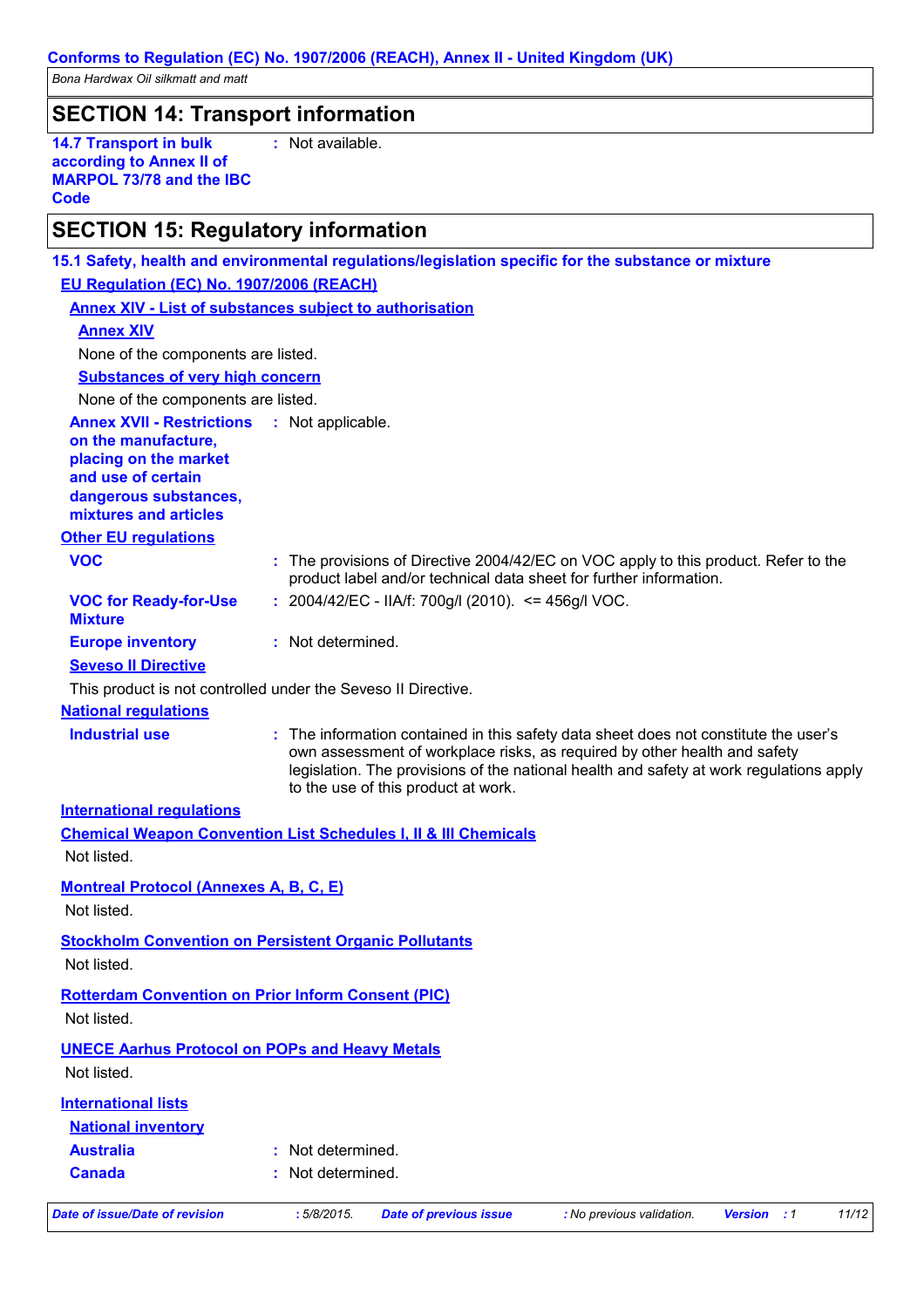## SECTION 14: Transport information

**14.7 Transport in bulk according to Annex II of MARPOL 73/78 and the IBC Code** : Not available.

## SECTION 15: Regulatory information

### 15.1 Safety, health and environmental regulations/legislation specific for the substance or mixture

**EU Regulation (EC) No. 1907/2006 (REACH)**

**Annex XIV - List of substances subject to authorisation**

**Annex XIV**

None of the components are listed.

**Substances of very high concern**

None of the components are listed.

**Annex XVII - Restrictions on the manufacture, placing on the market and use of certain dangerous substances, mixtures and articles** : Not applicable.

**Other EU regulations**

**VOC** : The provisions of Directive 2004/42/EC on VOC apply to this product. Refer to the product label and/or technical data sheet for further information.

**VOC for Ready-for-Use Mixture** : 2004/42/EC - IIA/f: 700g/l (2010). <= 456g/l VOC.

**Europe inventory** : Not determined.

**Seveso II Directive**

This product is not controlled under the Seveso II Directive.

**National regulations**

**Industrial use** : The information contained in this safety data sheet does not constitute the user's own assessment of workplace risks, as required by other health and safety legislation. The provisions of the national health and safety at work regulations apply to the use of this product at work.

**International regulations**

**Chemical Weapon Convention List Schedules I, II & III Chemicals**

Not listed.

**Montreal Protocol (Annexes A, B, C, E)**

Not listed.

**Stockholm Convention on Persistent Organic Pollutants**

Not listed.

**Rotterdam Convention on Prior Inform Consent (PIC)**

Not listed.

**UNECE Aarhus Protocol on POPs and Heavy Metals**

Not listed.

**International lists**

**National inventory**

**Australia** : Not determined.

**Canada** : Not determined.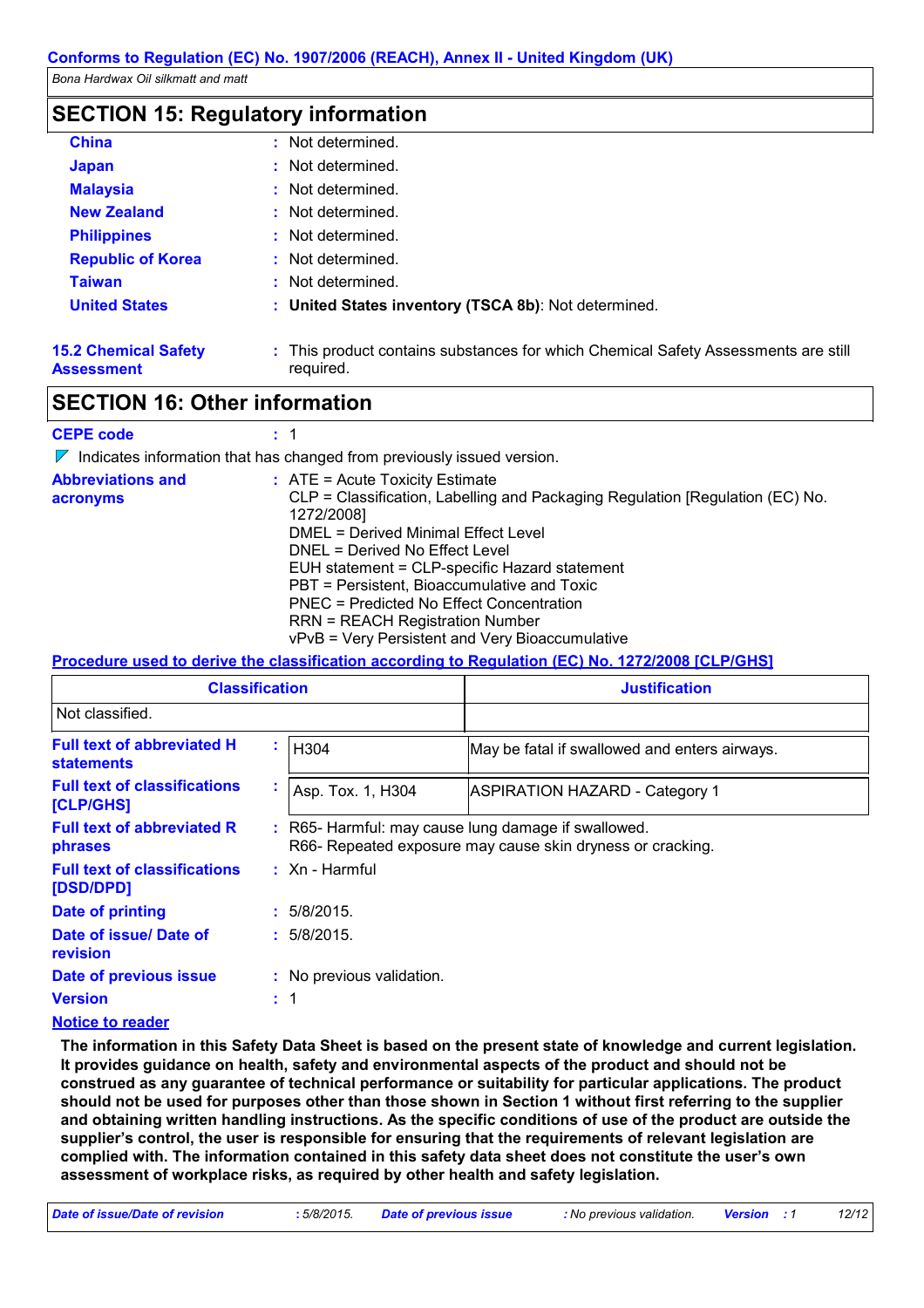## SECTION 15: Regulatory information

**China** : Not determined.

**Japan** : Not determined.

**Malaysia** : Not determined.

**New Zealand** : Not determined.

**Philippines** : Not determined.

**Republic of Korea** : Not determined.

**Taiwan** : Not determined.

**United States** : **United States inventory (TSCA 8b)**: Not determined.

**15.2 Chemical Safety Assessment** : This product contains substances for which Chemical Safety Assessments are still required.

## SECTION 16: Other information

**CEPE code** : 1

Indicates information that has changed from previously issued version.

**Abbreviations and acronyms** :
ATE = Acute Toxicity Estimate
CLP = Classification, Labelling and Packaging Regulation [Regulation (EC) No. 1272/2008]
DMEL = Derived Minimal Effect Level
DNEL = Derived No Effect Level
EUH statement = CLP-specific Hazard statement
PBT = Persistent, Bioaccumulative and Toxic
PNEC = Predicted No Effect Concentration
RRN = REACH Registration Number
vPvB = Very Persistent and Very Bioaccumulative

**Procedure used to derive the classification according to Regulation (EC) No. 1272/2008 [CLP/GHS]**

| Classification | Justification |
|---|---|
| Not classified. | |

**Full text of abbreviated H statements** :

| | |
|---|---|
| H304 | May be fatal if swallowed and enters airways. |

**Full text of classifications [CLP/GHS]** :

| | |
|---|---|
| Asp. Tox. 1, H304 | ASPIRATION HAZARD - Category 1 |

**Full text of abbreviated R phrases** : R65- Harmful: may cause lung damage if swallowed.
R66- Repeated exposure may cause skin dryness or cracking.

**Full text of classifications [DSD/DPD]** : Xn - Harmful

**Date of printing** : 5/8/2015.

**Date of issue/ Date of revision** : 5/8/2015.

**Date of previous issue** : No previous validation.

**Version** : 1

**Notice to reader**

**The information in this Safety Data Sheet is based on the present state of knowledge and current legislation. It provides guidance on health, safety and environmental aspects of the product and should not be construed as any guarantee of technical performance or suitability for particular applications. The product should not be used for purposes other than those shown in Section 1 without first referring to the supplier and obtaining written handling instructions. As the specific conditions of use of the product are outside the supplier's control, the user is responsible for ensuring that the requirements of relevant legislation are complied with. The information contained in this safety data sheet does not constitute the user's own assessment of workplace risks, as required by other health and safety legislation.**